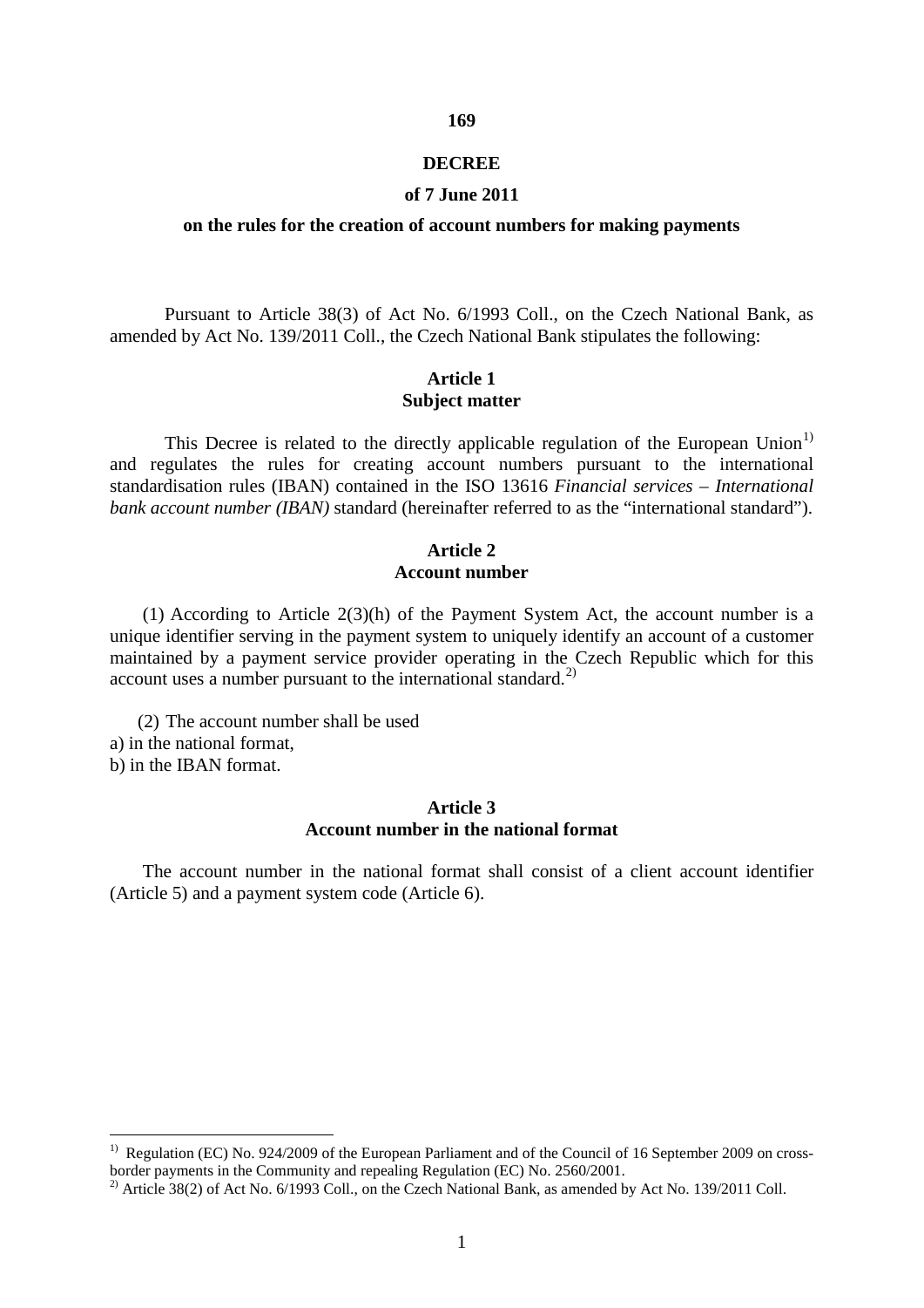# 169

# DECREE

## of 7 June 2011

## on the rules for the creation of account numbers for making payments

Pursuant to Article 38(3) of Act No. 6/1993 Coll., on the Czech National Bank, as amended by Act No. 139/2011 Coll., the Czech National Bank stipulates the following:

### Article 1
### Subject matter

This Decree is related to the directly applicable regulation of the European Union[1] and regulates the rules for creating account numbers pursuant to the international standardisation rules (IBAN) contained in the ISO 13616 *Financial services – International bank account number (IBAN)* standard (hereinafter referred to as the "international standard").

### Article 2
### Account number

(1) According to Article 2(3)(h) of the Payment System Act, the account number is a unique identifier serving in the payment system to uniquely identify an account of a customer maintained by a payment service provider operating in the Czech Republic which for this account uses a number pursuant to the international standard.[2]

(2) The account number shall be used
a) in the national format,
b) in the IBAN format.

### Article 3
### Account number in the national format

The account number in the national format shall consist of a client account identifier (Article 5) and a payment system code (Article 6).

---

[1] Regulation (EC) No. 924/2009 of the European Parliament and of the Council of 16 September 2009 on cross-border payments in the Community and repealing Regulation (EC) No. 2560/2001.

[2] Article 38(2) of Act No. 6/1993 Coll., on the Czech National Bank, as amended by Act No. 139/2011 Coll.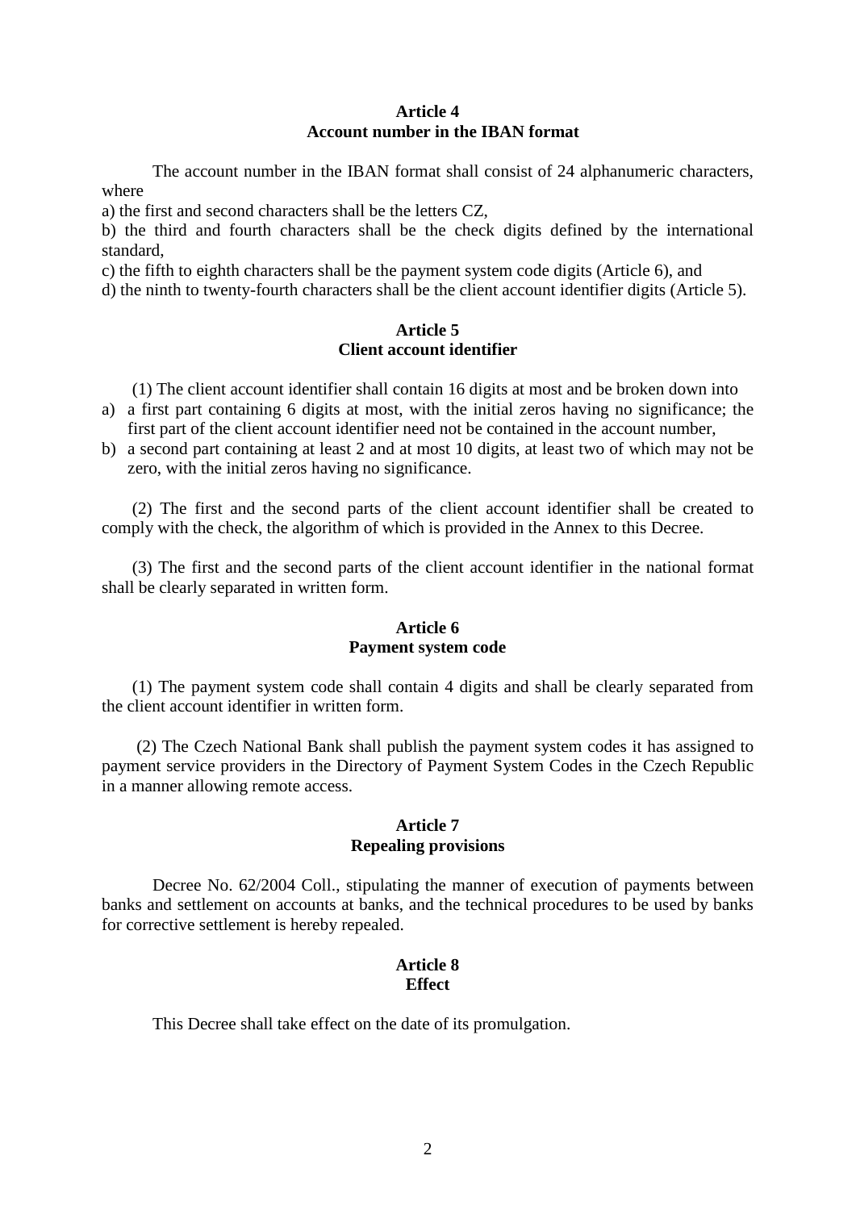## Article 4
## Account number in the IBAN format

The account number in the IBAN format shall consist of 24 alphanumeric characters, where

a) the first and second characters shall be the letters CZ,

b) the third and fourth characters shall be the check digits defined by the international standard,

c) the fifth to eighth characters shall be the payment system code digits (Article 6), and

d) the ninth to twenty-fourth characters shall be the client account identifier digits (Article 5).

## Article 5
## Client account identifier

(1) The client account identifier shall contain 16 digits at most and be broken down into

a) a first part containing 6 digits at most, with the initial zeros having no significance; the first part of the client account identifier need not be contained in the account number,

b) a second part containing at least 2 and at most 10 digits, at least two of which may not be zero, with the initial zeros having no significance.

(2) The first and the second parts of the client account identifier shall be created to comply with the check, the algorithm of which is provided in the Annex to this Decree.

(3) The first and the second parts of the client account identifier in the national format shall be clearly separated in written form.

## Article 6
## Payment system code

(1) The payment system code shall contain 4 digits and shall be clearly separated from the client account identifier in written form.

(2) The Czech National Bank shall publish the payment system codes it has assigned to payment service providers in the Directory of Payment System Codes in the Czech Republic in a manner allowing remote access.

## Article 7
## Repealing provisions

Decree No. 62/2004 Coll., stipulating the manner of execution of payments between banks and settlement on accounts at banks, and the technical procedures to be used by banks for corrective settlement is hereby repealed.

## Article 8
## Effect

This Decree shall take effect on the date of its promulgation.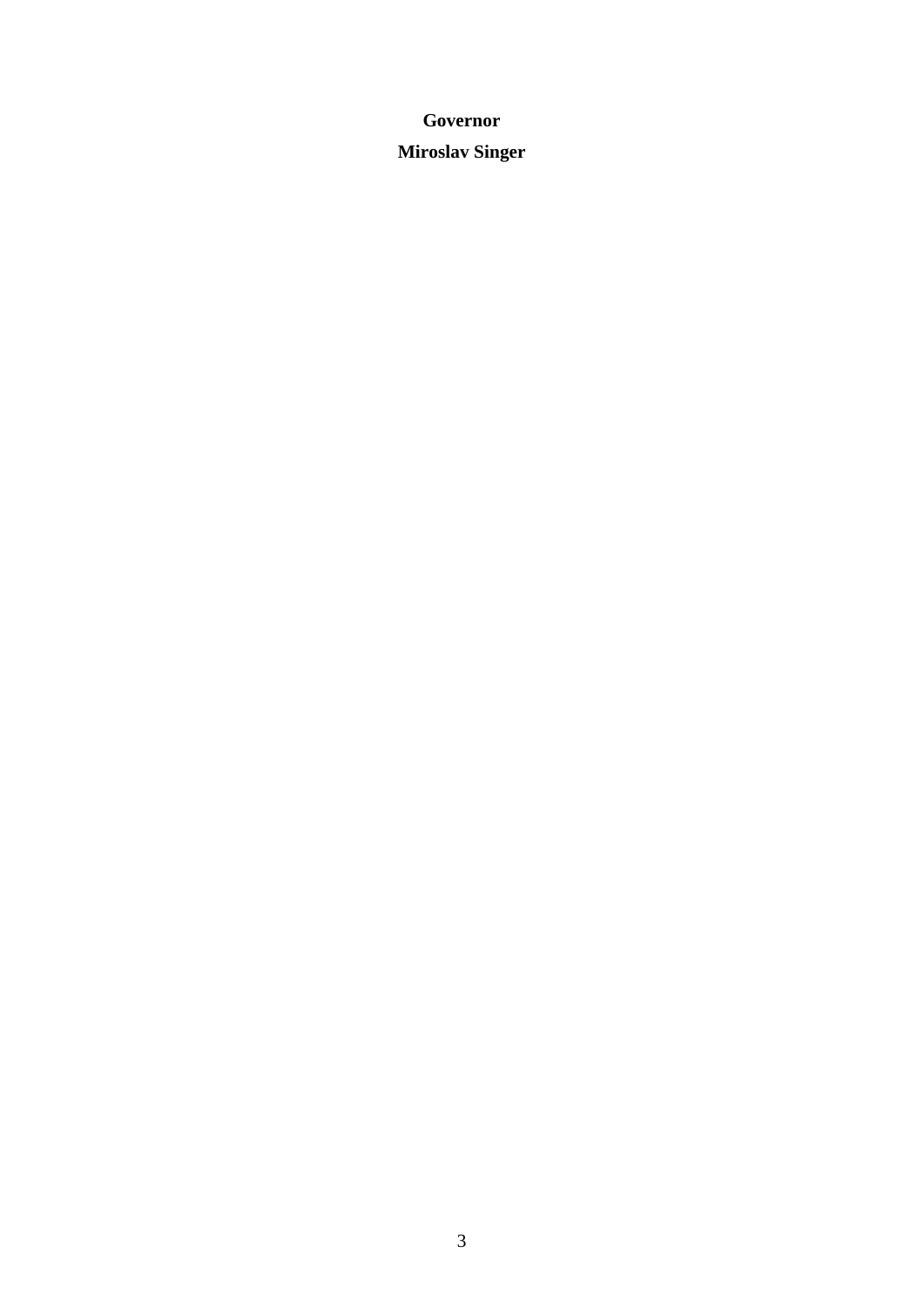**Governor**

**Miroslav Singer**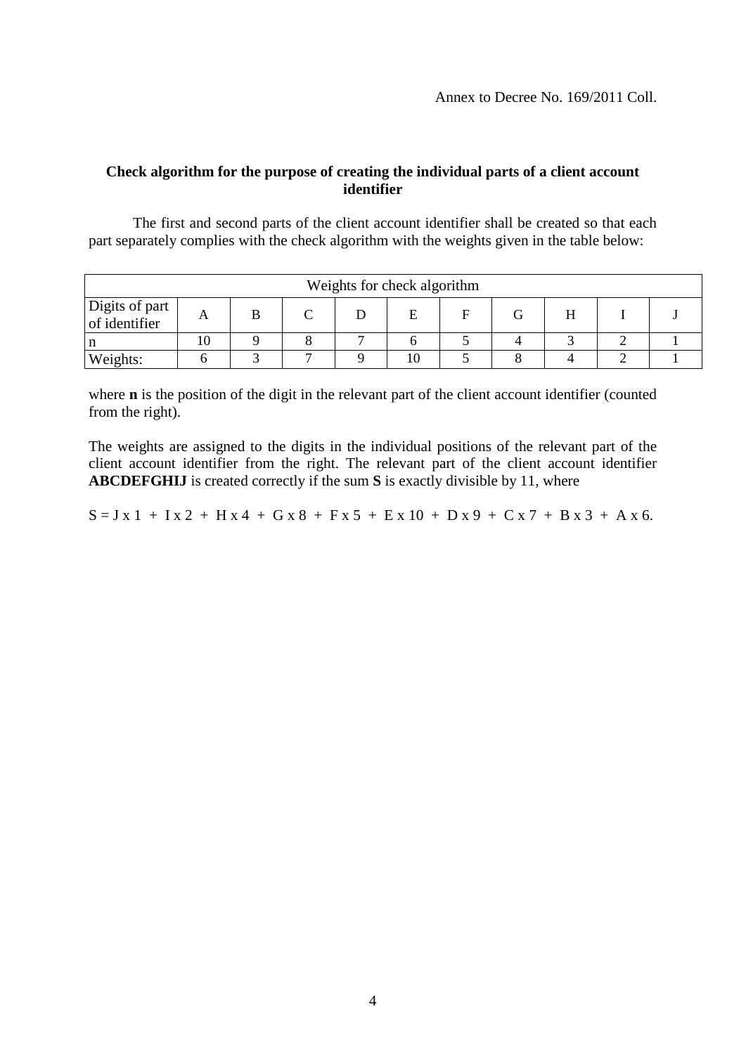Annex to Decree No. 169/2011 Coll.

**Check algorithm for the purpose of creating the individual parts of a client account identifier**

The first and second parts of the client account identifier shall be created so that each part separately complies with the check algorithm with the weights given in the table below:

| Weights for check algorithm | | | | | | | | | | |
|---|---|---|---|---|---|---|---|---|---|---|
| Digits of part of identifier | A | B | C | D | E | F | G | H | I | J |
| n | 10 | 9 | 8 | 7 | 6 | 5 | 4 | 3 | 2 | 1 |
| Weights: | 6 | 3 | 7 | 9 | 10 | 5 | 8 | 4 | 2 | 1 |

where **n** is the position of the digit in the relevant part of the client account identifier (counted from the right).

The weights are assigned to the digits in the individual positions of the relevant part of the client account identifier from the right. The relevant part of the client account identifier **ABCDEFGHIJ** is created correctly if the sum **S** is exactly divisible by 11, where

$$S = J \times 1 + I \times 2 + H \times 4 + G \times 8 + F \times 5 + E \times 10 + D \times 9 + C \times 7 + B \times 3 + A \times 6.$$